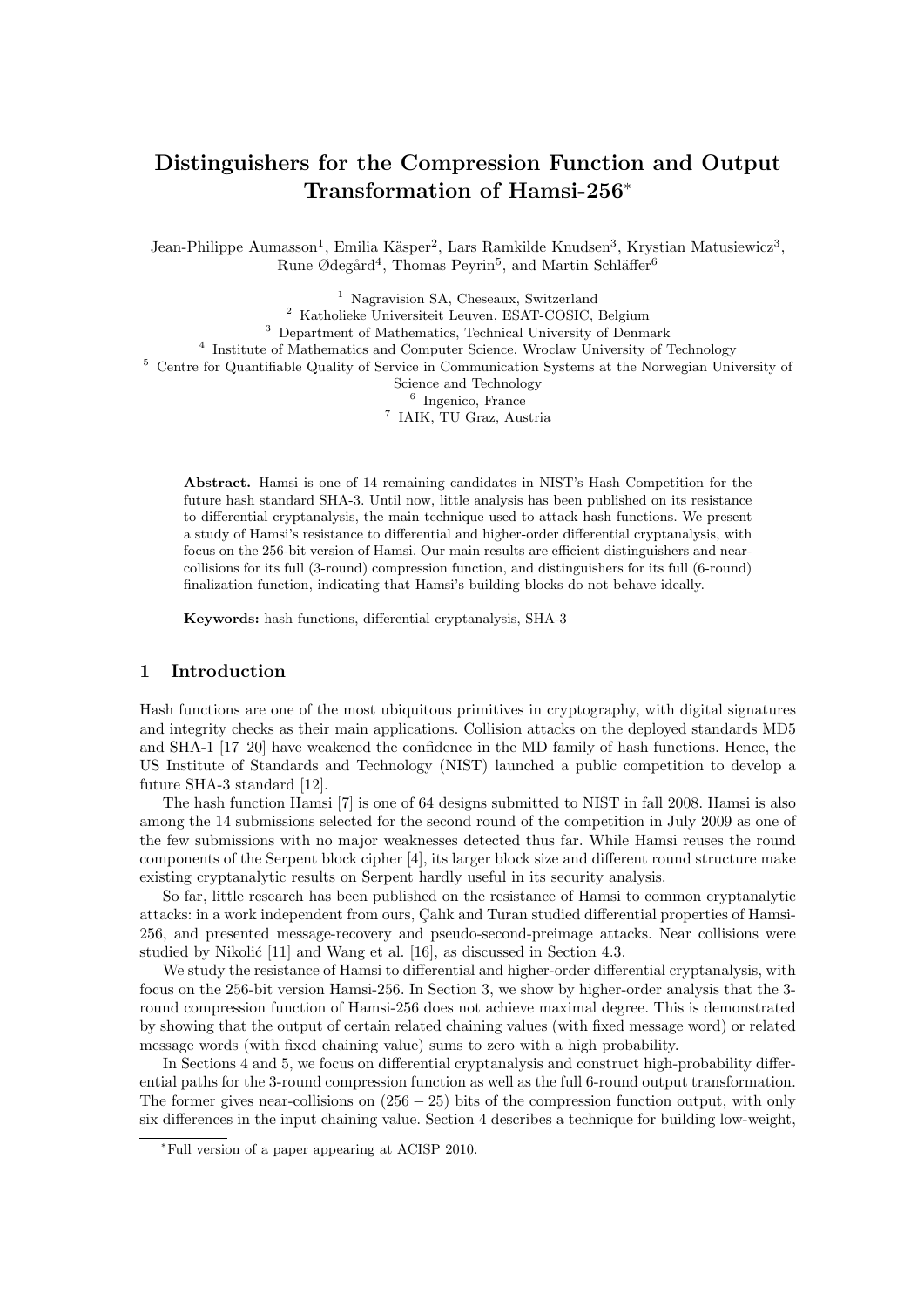# Distinguishers for the Compression Function and Output Transformation of Hamsi-256*

Jean-Philippe Aumasson[1], Emilia Käsper[2], Lars Ramkilde Knudsen[3], Krystian Matusiewicz[3], Rune Ødegård[4], Thomas Peyrin[5], and Martin Schläffer[6]

[1] Nagravision SA, Cheseaux, Switzerland
[2] Katholieke Universiteit Leuven, ESAT-COSIC, Belgium
[3] Department of Mathematics, Technical University of Denmark
[4] Institute of Mathematics and Computer Science, Wroclaw University of Technology
[5] Centre for Quantifiable Quality of Service in Communication Systems at the Norwegian University of Science and Technology
[6] Ingenico, France
[7] IAIK, TU Graz, Austria

**Abstract.** Hamsi is one of 14 remaining candidates in NIST's Hash Competition for the future hash standard SHA-3. Until now, little analysis has been published on its resistance to differential cryptanalysis, the main technique used to attack hash functions. We present a study of Hamsi's resistance to differential and higher-order differential cryptanalysis, with focus on the 256-bit version of Hamsi. Our main results are efficient distinguishers and near-collisions for its full (3-round) compression function, and distinguishers for its full (6-round) finalization function, indicating that Hamsi's building blocks do not behave ideally.

**Keywords:** hash functions, differential cryptanalysis, SHA-3

## 1 Introduction

Hash functions are one of the most ubiquitous primitives in cryptography, with digital signatures and integrity checks as their main applications. Collision attacks on the deployed standards MD5 and SHA-1 [17–20] have weakened the confidence in the MD family of hash functions. Hence, the US Institute of Standards and Technology (NIST) launched a public competition to develop a future SHA-3 standard [12].

The hash function Hamsi [7] is one of 64 designs submitted to NIST in fall 2008. Hamsi is also among the 14 submissions selected for the second round of the competition in July 2009 as one of the few submissions with no major weaknesses detected thus far. While Hamsi reuses the round components of the Serpent block cipher [4], its larger block size and different round structure make existing cryptanalytic results on Serpent hardly useful in its security analysis.

So far, little research has been published on the resistance of Hamsi to common cryptanalytic attacks: in a work independent from ours, Çalık and Turan studied differential properties of Hamsi-256, and presented message-recovery and pseudo-second-preimage attacks. Near collisions were studied by Nikolić [11] and Wang et al. [16], as discussed in Section 4.3.

We study the resistance of Hamsi to differential and higher-order differential cryptanalysis, with focus on the 256-bit version Hamsi-256. In Section 3, we show by higher-order analysis that the 3-round compression function of Hamsi-256 does not achieve maximal degree. This is demonstrated by showing that the output of certain related chaining values (with fixed message word) or related message words (with fixed chaining value) sums to zero with a high probability.

In Sections 4 and 5, we focus on differential cryptanalysis and construct high-probability differential paths for the 3-round compression function as well as the full 6-round output transformation. The former gives near-collisions on $(256 - 25)$ bits of the compression function output, with only six differences in the input chaining value. Section 4 describes a technique for building low-weight,

*Full version of a paper appearing at ACISP 2010.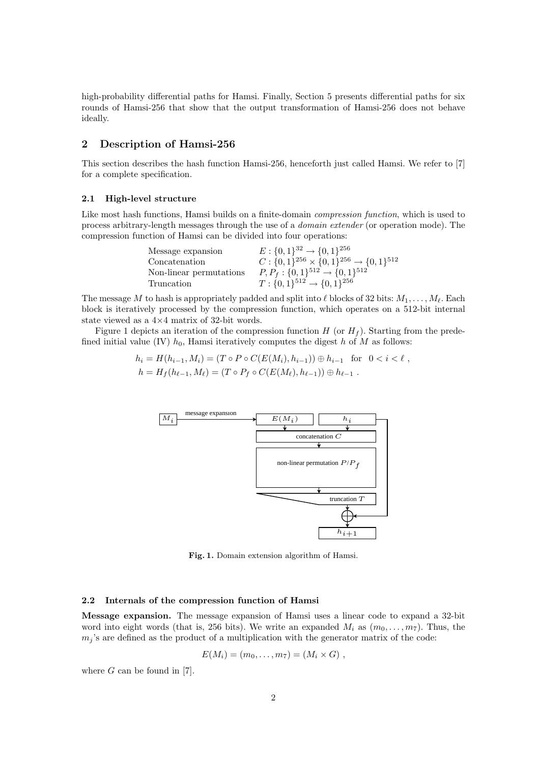high-probability differential paths for Hamsi. Finally, Section 5 presents differential paths for six rounds of Hamsi-256 that show that the output transformation of Hamsi-256 does not behave ideally.

## 2 Description of Hamsi-256

This section describes the hash function Hamsi-256, henceforth just called Hamsi. We refer to [7] for a complete specification.

### 2.1 High-level structure

Like most hash functions, Hamsi builds on a finite-domain *compression function*, which is used to process arbitrary-length messages through the use of a *domain extender* (or operation mode). The compression function of Hamsi can be divided into four operations:

| | |
|---|---|
| Message expansion | $E : \{0,1\}^{32} \rightarrow \{0,1\}^{256}$ |
| Concatenation | $C : \{0,1\}^{256} \times \{0,1\}^{256} \rightarrow \{0,1\}^{512}$ |
| Non-linear permutations | $P, P_f : \{0,1\}^{512} \rightarrow \{0,1\}^{512}$ |
| Truncation | $T : \{0,1\}^{512} \rightarrow \{0,1\}^{256}$ |

The message $M$ to hash is appropriately padded and split into $\ell$ blocks of 32 bits: $M_1, \ldots, M_\ell$. Each block is iteratively processed by the compression function, which operates on a 512-bit internal state viewed as a 4×4 matrix of 32-bit words.

Figure 1 depicts an iteration of the compression function $H$ (or $H_f$). Starting from the predefined initial value (IV) $h_0$, Hamsi iteratively computes the digest $h$ of $M$ as follows:

$$h_i = H(h_{i-1}, M_i) = (T \circ P \circ C(E(M_i), h_{i-1})) \oplus h_{i-1} \quad \text{for} \quad 0 < i < \ell \ ,$$
$$h = H_f(h_{\ell-1}, M_\ell) = (T \circ P_f \circ C(E(M_\ell), h_{\ell-1})) \oplus h_{\ell-1} \ .$$

$M_i$ → message expansion → $E(M_i)$, $h_i$ → concatenation $C$ → non-linear permutation $P/P_f$ → truncation $T$ → ⊕ → $h_{i+1}$

**Fig. 1.** Domain extension algorithm of Hamsi.

### 2.2 Internals of the compression function of Hamsi

**Message expansion.** The message expansion of Hamsi uses a linear code to expand a 32-bit word into eight words (that is, 256 bits). We write an expanded $M_i$ as $(m_0, \ldots, m_7)$. Thus, the $m_j$'s are defined as the product of a multiplication with the generator matrix of the code:

$$E(M_i) = (m_0, \ldots, m_7) = (M_i \times G) \ ,$$

where $G$ can be found in [7].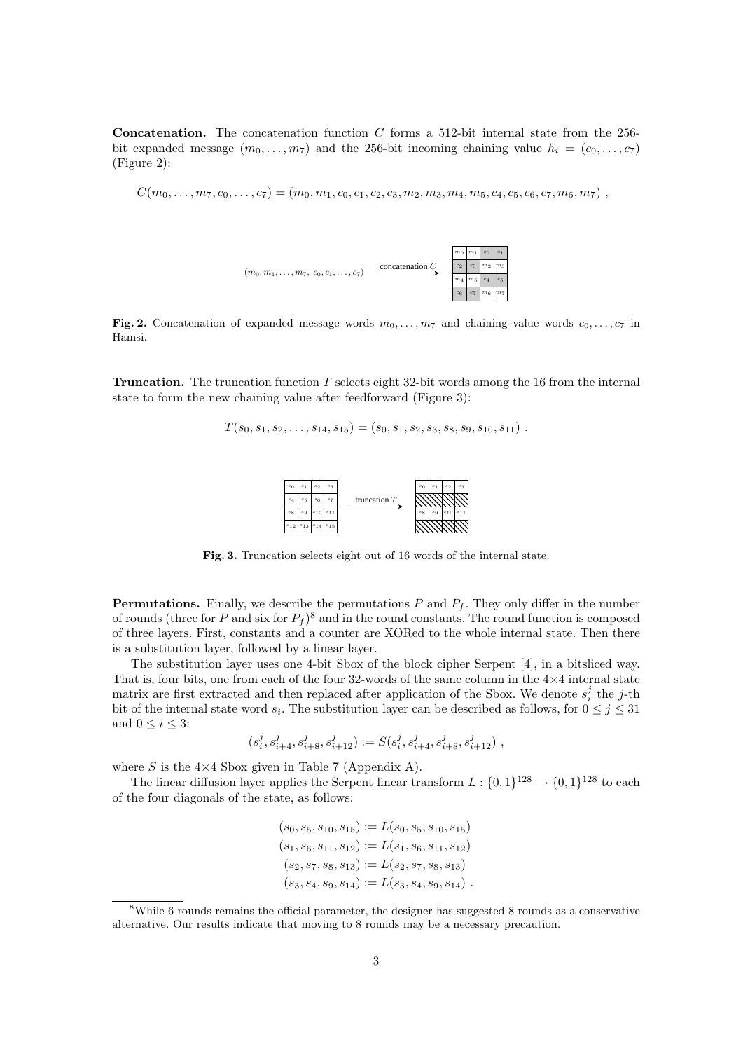**Concatenation.** The concatenation function $C$ forms a 512-bit internal state from the 256-bit expanded message $(m_0, \ldots, m_7)$ and the 256-bit incoming chaining value $h_i = (c_0, \ldots, c_7)$ (Figure 2):

$$C(m_0, \ldots, m_7, c_0, \ldots, c_7) = (m_0, m_1, c_0, c_1, c_2, c_3, m_2, m_3, m_4, m_5, c_4, c_5, c_6, c_7, m_6, m_7) ,$$

| $m_0$ | $m_1$ | $c_0$ | $c_1$ |
|---|---|---|---|
| $c_2$ | $c_3$ | $m_2$ | $m_3$ |
| $m_4$ | $m_5$ | $c_4$ | $c_5$ |
| $c_6$ | $c_7$ | $m_6$ | $m_7$ |

$(m_0, m_1, \ldots, m_7,\ c_0, c_1, \ldots, c_7)$ —concatenation $C$→

**Fig. 2.** Concatenation of expanded message words $m_0, \ldots, m_7$ and chaining value words $c_0, \ldots, c_7$ in Hamsi.

**Truncation.** The truncation function $T$ selects eight 32-bit words among the 16 from the internal state to form the new chaining value after feedforward (Figure 3):

$$T(s_0, s_1, s_2, \ldots, s_{14}, s_{15}) = (s_0, s_1, s_2, s_3, s_8, s_9, s_{10}, s_{11}) .$$

| $s_0$ | $s_1$ | $s_2$ | $s_3$ |
|---|---|---|---|
| $s_4$ | $s_5$ | $s_6$ | $s_7$ |
| $s_8$ | $s_9$ | $s_{10}$ | $s_{11}$ |
| $s_{12}$ | $s_{13}$ | $s_{14}$ | $s_{15}$ |

—truncation $T$→

| $s_0$ | $s_1$ | $s_2$ | $s_3$ |
|---|---|---|---|
| | | | |
| $s_8$ | $s_9$ | $s_{10}$ | $s_{11}$ |
| | | | |

**Fig. 3.** Truncation selects eight out of 16 words of the internal state.

**Permutations.** Finally, we describe the permutations $P$ and $P_f$. They only differ in the number of rounds (three for $P$ and six for $P_f$)[8] and in the round constants. The round function is composed of three layers. First, constants and a counter are XORed to the whole internal state. Then there is a substitution layer, followed by a linear layer.

The substitution layer uses one 4-bit Sbox of the block cipher Serpent [4], in a bitsliced way. That is, four bits, one from each of the four 32-words of the same column in the 4×4 internal state matrix are first extracted and then replaced after application of the Sbox. We denote $s_i^j$ the $j$-th bit of the internal state word $s_i$. The substitution layer can be described as follows, for $0 \leq j \leq 31$ and $0 \leq i \leq 3$:

$$(s_i^j, s_{i+4}^j, s_{i+8}^j, s_{i+12}^j) := S(s_i^j, s_{i+4}^j, s_{i+8}^j, s_{i+12}^j) ,$$

where $S$ is the 4×4 Sbox given in Table 7 (Appendix A).

The linear diffusion layer applies the Serpent linear transform $L : \{0,1\}^{128} \rightarrow \{0,1\}^{128}$ to each of the four diagonals of the state, as follows:

$$\begin{aligned}
(s_0, s_5, s_{10}, s_{15}) &:= L(s_0, s_5, s_{10}, s_{15}) \\
(s_1, s_6, s_{11}, s_{12}) &:= L(s_1, s_6, s_{11}, s_{12}) \\
(s_2, s_7, s_8, s_{13}) &:= L(s_2, s_7, s_8, s_{13}) \\
(s_3, s_4, s_9, s_{14}) &:= L(s_3, s_4, s_9, s_{14}) .
\end{aligned}$$

[8] While 6 rounds remains the official parameter, the designer has suggested 8 rounds as a conservative alternative. Our results indicate that moving to 8 rounds may be a necessary precaution.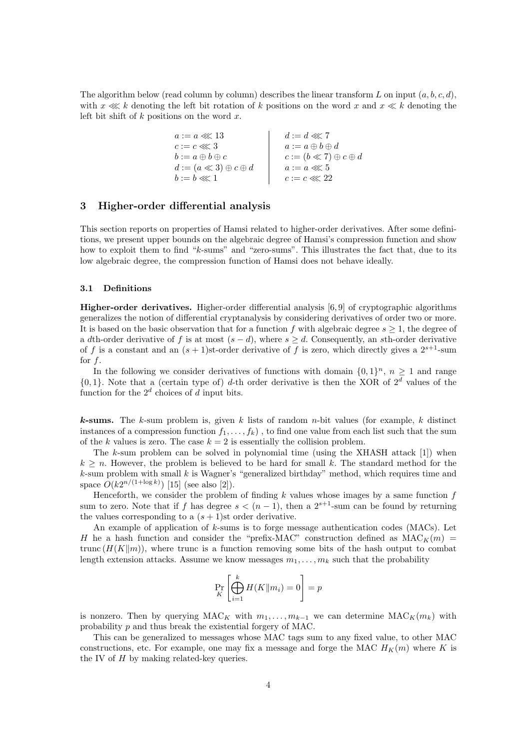The algorithm below (read column by column) describes the linear transform $L$ on input $(a, b, c, d)$, with $x \lll k$ denoting the left bit rotation of $k$ positions on the word $x$ and $x \ll k$ denoting the left bit shift of $k$ positions on the word $x$.

$$
\begin{array}{l|l}
a := a \lll 13 & d := d \lll 7 \\
c := c \lll 3 & a := a \oplus b \oplus d \\
b := a \oplus b \oplus c & c := (b \ll 7) \oplus c \oplus d \\
d := (a \ll 3) \oplus c \oplus d & a := a \lll 5 \\
b := b \lll 1 & c := c \lll 22
\end{array}
$$

## 3 Higher-order differential analysis

This section reports on properties of Hamsi related to higher-order derivatives. After some definitions, we present upper bounds on the algebraic degree of Hamsi's compression function and show how to exploit them to find "$k$-sums" and "zero-sums". This illustrates the fact that, due to its low algebraic degree, the compression function of Hamsi does not behave ideally.

### 3.1 Definitions

**Higher-order derivatives.** Higher-order differential analysis [6, 9] of cryptographic algorithms generalizes the notion of differential cryptanalysis by considering derivatives of order two or more. It is based on the basic observation that for a function $f$ with algebraic degree $s \geq 1$, the degree of a $d$th-order derivative of $f$ is at most $(s - d)$, where $s \geq d$. Consequently, an $s$th-order derivative of $f$ is a constant and an $(s + 1)$st-order derivative of $f$ is zero, which directly gives a $2^{s+1}$-sum for $f$.

In the following we consider derivatives of functions with domain $\{0, 1\}^n$, $n \geq 1$ and range $\{0, 1\}$. Note that a (certain type of) $d$-th order derivative is then the XOR of $2^d$ values of the function for the $2^d$ choices of $d$ input bits.

***k*-sums.** The $k$-sum problem is, given $k$ lists of random $n$-bit values (for example, $k$ distinct instances of a compression function $f_1, \ldots, f_k$) , to find one value from each list such that the sum of the $k$ values is zero. The case $k = 2$ is essentially the collision problem.

The $k$-sum problem can be solved in polynomial time (using the XHASH attack [1]) when $k \geq n$. However, the problem is believed to be hard for small $k$. The standard method for the $k$-sum problem with small $k$ is Wagner's "generalized birthday" method, which requires time and space $O(k2^{n/(1+\log k)})$ [15] (see also [2]).

Henceforth, we consider the problem of finding $k$ values whose images by a same function $f$ sum to zero. Note that if $f$ has degree $s < (n - 1)$, then a $2^{s+1}$-sum can be found by returning the values corresponding to a $(s + 1)$st order derivative.

An example of application of $k$-sums is to forge message authentication codes (MACs). Let $H$ be a hash function and consider the "prefix-MAC" construction defined as $\text{MAC}_K(m) = \text{trunc}(H(K\|m))$, where trunc is a function removing some bits of the hash output to combat length extension attacks. Assume we know messages $m_1, \ldots, m_k$ such that the probability

$$
\Pr_K \left[ \bigoplus_{i=1}^{k} H(K\|m_i) = 0 \right] = p
$$

is nonzero. Then by querying $\text{MAC}_K$ with $m_1, \ldots, m_{k-1}$ we can determine $\text{MAC}_K(m_k)$ with probability $p$ and thus break the existential forgery of MAC.

This can be generalized to messages whose MAC tags sum to any fixed value, to other MAC constructions, etc. For example, one may fix a message and forge the MAC $H_K(m)$ where $K$ is the IV of $H$ by making related-key queries.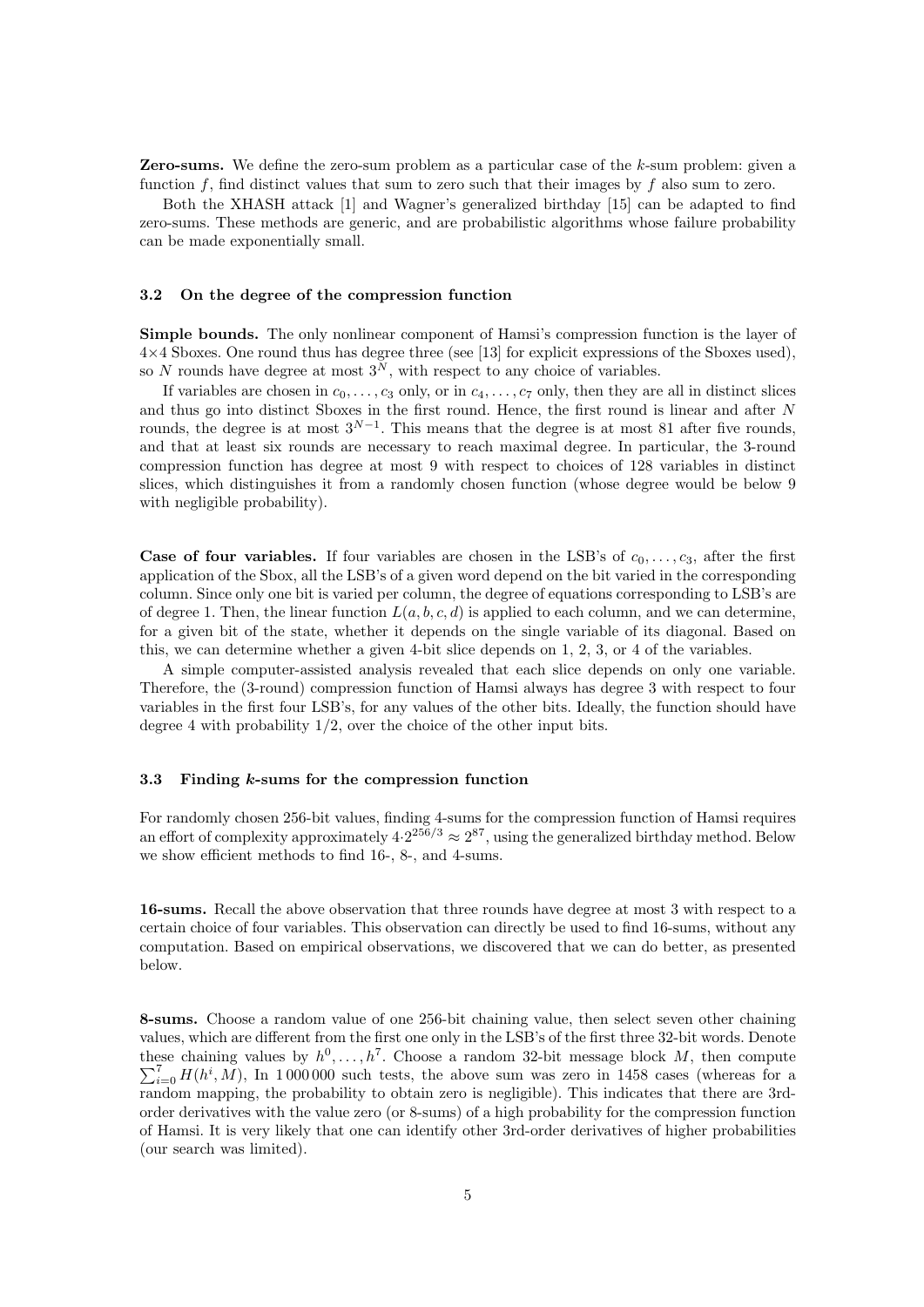**Zero-sums.** We define the zero-sum problem as a particular case of the $k$-sum problem: given a function $f$, find distinct values that sum to zero such that their images by $f$ also sum to zero.

Both the XHASH attack [1] and Wagner's generalized birthday [15] can be adapted to find zero-sums. These methods are generic, and are probabilistic algorithms whose failure probability can be made exponentially small.

### 3.2 On the degree of the compression function

**Simple bounds.** The only nonlinear component of Hamsi's compression function is the layer of 4×4 Sboxes. One round thus has degree three (see [13] for explicit expressions of the Sboxes used), so $N$ rounds have degree at most $3^N$, with respect to any choice of variables.

If variables are chosen in $c_0, \ldots, c_3$ only, or in $c_4, \ldots, c_7$ only, then they are all in distinct slices and thus go into distinct Sboxes in the first round. Hence, the first round is linear and after $N$ rounds, the degree is at most $3^{N-1}$. This means that the degree is at most 81 after five rounds, and that at least six rounds are necessary to reach maximal degree. In particular, the 3-round compression function has degree at most 9 with respect to choices of 128 variables in distinct slices, which distinguishes it from a randomly chosen function (whose degree would be below 9 with negligible probability).

**Case of four variables.** If four variables are chosen in the LSB's of $c_0, \ldots, c_3$, after the first application of the Sbox, all the LSB's of a given word depend on the bit varied in the corresponding column. Since only one bit is varied per column, the degree of equations corresponding to LSB's are of degree 1. Then, the linear function $L(a, b, c, d)$ is applied to each column, and we can determine, for a given bit of the state, whether it depends on the single variable of its diagonal. Based on this, we can determine whether a given 4-bit slice depends on 1, 2, 3, or 4 of the variables.

A simple computer-assisted analysis revealed that each slice depends on only one variable. Therefore, the (3-round) compression function of Hamsi always has degree 3 with respect to four variables in the first four LSB's, for any values of the other bits. Ideally, the function should have degree 4 with probability 1/2, over the choice of the other input bits.

### 3.3 Finding $k$-sums for the compression function

For randomly chosen 256-bit values, finding 4-sums for the compression function of Hamsi requires an effort of complexity approximately $4 \cdot 2^{256/3} \approx 2^{87}$, using the generalized birthday method. Below we show efficient methods to find 16-, 8-, and 4-sums.

**16-sums.** Recall the above observation that three rounds have degree at most 3 with respect to a certain choice of four variables. This observation can directly be used to find 16-sums, without any computation. Based on empirical observations, we discovered that we can do better, as presented below.

**8-sums.** Choose a random value of one 256-bit chaining value, then select seven other chaining values, which are different from the first one only in the LSB's of the first three 32-bit words. Denote these chaining values by $h^0, \ldots, h^7$. Choose a random 32-bit message block $M$, then compute $\sum_{i=0}^{7} H(h^i, M)$, In 1 000 000 such tests, the above sum was zero in 1458 cases (whereas for a random mapping, the probability to obtain zero is negligible). This indicates that there are 3rd-order derivatives with the value zero (or 8-sums) of a high probability for the compression function of Hamsi. It is very likely that one can identify other 3rd-order derivatives of higher probabilities (our search was limited).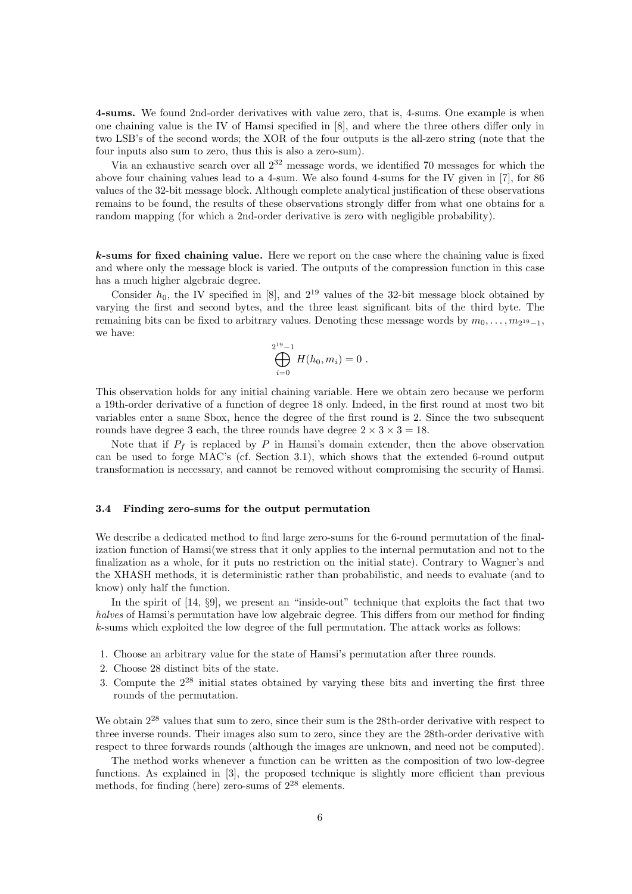**4-sums.** We found 2nd-order derivatives with value zero, that is, 4-sums. One example is when one chaining value is the IV of Hamsi specified in [8], and where the three others differ only in two LSB's of the second words; the XOR of the four outputs is the all-zero string (note that the four inputs also sum to zero, thus this is also a zero-sum).

Via an exhaustive search over all $2^{32}$ message words, we identified 70 messages for which the above four chaining values lead to a 4-sum. We also found 4-sums for the IV given in [7], for 86 values of the 32-bit message block. Although complete analytical justification of these observations remains to be found, the results of these observations strongly differ from what one obtains for a random mapping (for which a 2nd-order derivative is zero with negligible probability).

***k*-sums for fixed chaining value.** Here we report on the case where the chaining value is fixed and where only the message block is varied. The outputs of the compression function in this case has a much higher algebraic degree.

Consider $h_0$, the IV specified in [8], and $2^{19}$ values of the 32-bit message block obtained by varying the first and second bytes, and the three least significant bits of the third byte. The remaining bits can be fixed to arbitrary values. Denoting these message words by $m_0, \ldots, m_{2^{19}-1}$, we have:

$$\bigoplus_{i=0}^{2^{19}-1} H(h_0, m_i) = 0 \ .$$

This observation holds for any initial chaining variable. Here we obtain zero because we perform a 19th-order derivative of a function of degree 18 only. Indeed, in the first round at most two bit variables enter a same Sbox, hence the degree of the first round is 2. Since the two subsequent rounds have degree 3 each, the three rounds have degree $2 \times 3 \times 3 = 18$.

Note that if $P_f$ is replaced by $P$ in Hamsi's domain extender, then the above observation can be used to forge MAC's (cf. Section 3.1), which shows that the extended 6-round output transformation is necessary, and cannot be removed without compromising the security of Hamsi.

### 3.4 Finding zero-sums for the output permutation

We describe a dedicated method to find large zero-sums for the 6-round permutation of the finalization function of Hamsi(we stress that it only applies to the internal permutation and not to the finalization as a whole, for it puts no restriction on the initial state). Contrary to Wagner's and the XHASH methods, it is deterministic rather than probabilistic, and needs to evaluate (and to know) only half the function.

In the spirit of [14, §9], we present an "inside-out" technique that exploits the fact that two *halves* of Hamsi's permutation have low algebraic degree. This differs from our method for finding $k$-sums which exploited the low degree of the full permutation. The attack works as follows:

1. Choose an arbitrary value for the state of Hamsi's permutation after three rounds.
2. Choose 28 distinct bits of the state.
3. Compute the $2^{28}$ initial states obtained by varying these bits and inverting the first three rounds of the permutation.

We obtain $2^{28}$ values that sum to zero, since their sum is the 28th-order derivative with respect to three inverse rounds. Their images also sum to zero, since they are the 28th-order derivative with respect to three forwards rounds (although the images are unknown, and need not be computed).

The method works whenever a function can be written as the composition of two low-degree functions. As explained in [3], the proposed technique is slightly more efficient than previous methods, for finding (here) zero-sums of $2^{28}$ elements.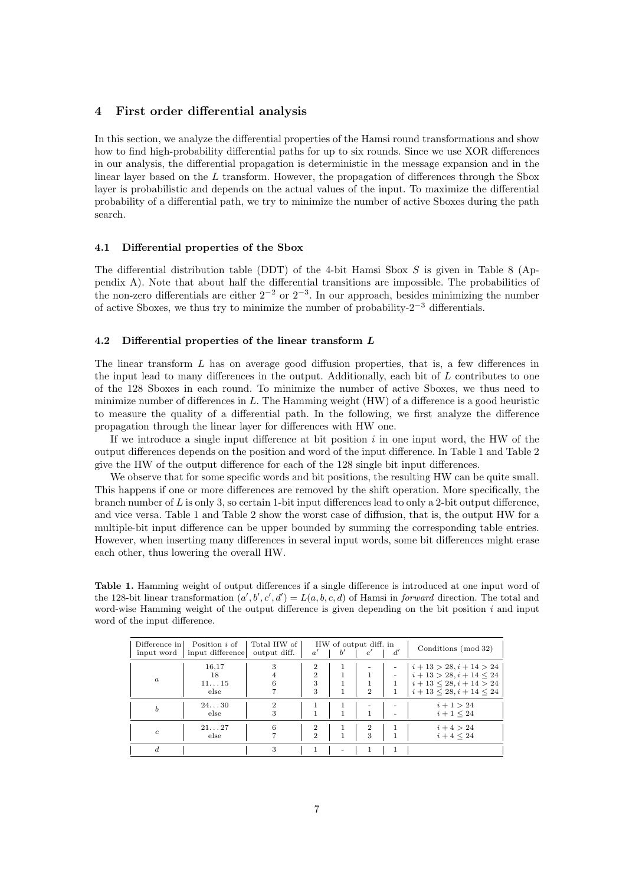## 4 First order differential analysis

In this section, we analyze the differential properties of the Hamsi round transformations and show how to find high-probability differential paths for up to six rounds. Since we use XOR differences in our analysis, the differential propagation is deterministic in the message expansion and in the linear layer based on the $L$ transform. However, the propagation of differences through the Sbox layer is probabilistic and depends on the actual values of the input. To maximize the differential probability of a differential path, we try to minimize the number of active Sboxes during the path search.

### 4.1 Differential properties of the Sbox

The differential distribution table (DDT) of the 4-bit Hamsi Sbox $S$ is given in Table 8 (Appendix A). Note that about half the differential transitions are impossible. The probabilities of the non-zero differentials are either $2^{-2}$ or $2^{-3}$. In our approach, besides minimizing the number of active Sboxes, we thus try to minimize the number of probability-$2^{-3}$ differentials.

### 4.2 Differential properties of the linear transform $L$

The linear transform $L$ has on average good diffusion properties, that is, a few differences in the input lead to many differences in the output. Additionally, each bit of $L$ contributes to one of the 128 Sboxes in each round. To minimize the number of active Sboxes, we thus need to minimize number of differences in $L$. The Hamming weight (HW) of a difference is a good heuristic to measure the quality of a differential path. In the following, we first analyze the difference propagation through the linear layer for differences with HW one.

If we introduce a single input difference at bit position $i$ in one input word, the HW of the output differences depends on the position and word of the input difference. In Table 1 and Table 2 give the HW of the output difference for each of the 128 single bit input differences.

We observe that for some specific words and bit positions, the resulting HW can be quite small. This happens if one or more differences are removed by the shift operation. More specifically, the branch number of $L$ is only 3, so certain 1-bit input differences lead to only a 2-bit output difference, and vice versa. Table 1 and Table 2 show the worst case of diffusion, that is, the output HW for a multiple-bit input difference can be upper bounded by summing the corresponding table entries. However, when inserting many differences in several input words, some bit differences might erase each other, thus lowering the overall HW.

**Table 1.** Hamming weight of output differences if a single difference is introduced at one input word of the 128-bit linear transformation $(a', b', c', d') = L(a, b, c, d)$ of Hamsi in *forward* direction. The total and word-wise Hamming weight of the output difference is given depending on the bit position $i$ and input word of the input difference.

| Difference in input word | Position $i$ of input difference | Total HW of output diff. | HW of output diff. in $a'$ | $b'$ | $c'$ | $d'$ | Conditions (mod 32) |
|---|---|---|---|---|---|---|---|
| $a$ | 16,17 | 3 | 2 | 1 | - | - | $i+13 > 28, i+14 > 24$ |
| | 18 | 4 | 2 | 1 | 1 | - | $i+13 > 28, i+14 \leq 24$ |
| | 11...15 | 6 | 3 | 1 | 1 | 1 | $i+13 \leq 28, i+14 > 24$ |
| | else | 7 | 3 | 1 | 2 | 1 | $i+13 \leq 28, i+14 \leq 24$ |
| $b$ | 24...30 | 2 | 1 | 1 | - | - | $i+1 > 24$ |
| | else | 3 | 1 | 1 | 1 | - | $i+1 \leq 24$ |
| $c$ | 21...27 | 6 | 2 | 1 | 2 | 1 | $i+4 > 24$ |
| | else | 7 | 2 | 1 | 3 | 1 | $i+4 \leq 24$ |
| $d$ | | 3 | 1 | - | 1 | 1 | |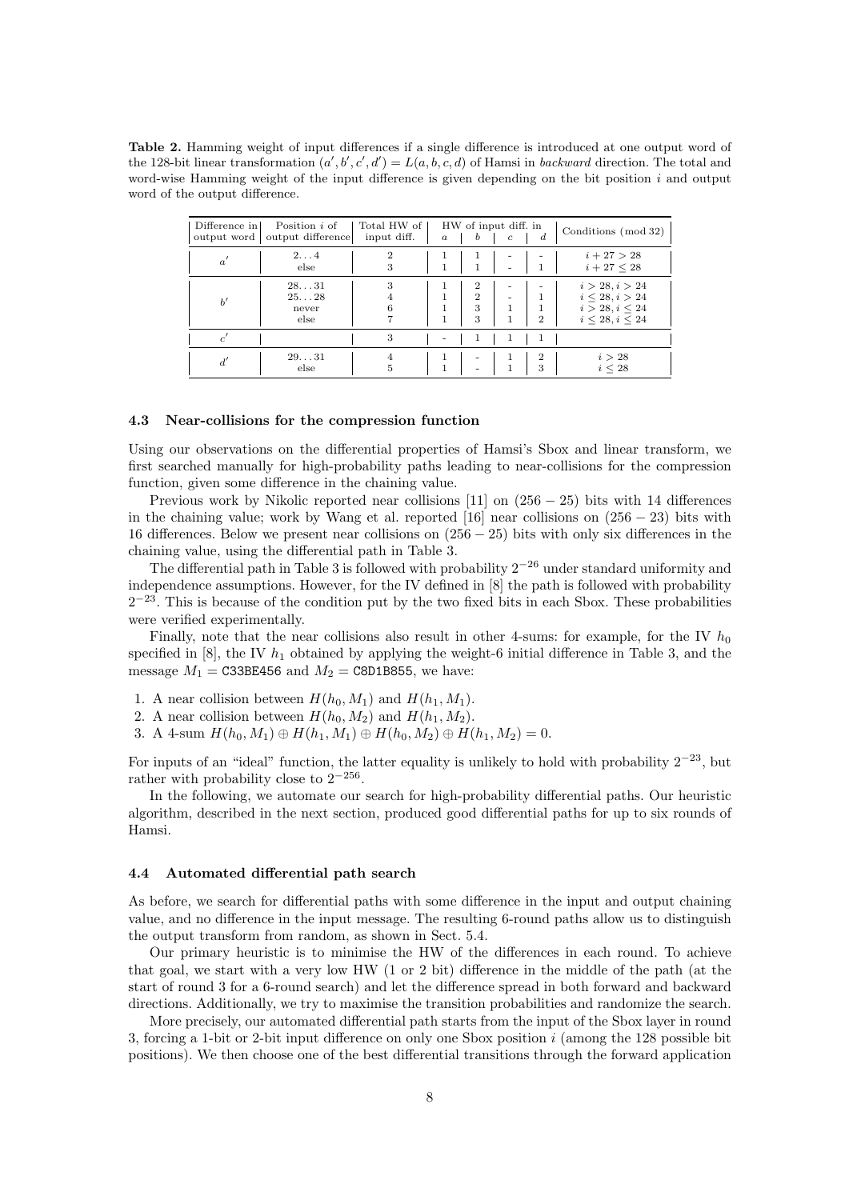**Table 2.** Hamming weight of input differences if a single difference is introduced at one output word of the 128-bit linear transformation $(a', b', c', d') = L(a, b, c, d)$ of Hamsi in *backward* direction. The total and word-wise Hamming weight of the input difference is given depending on the bit position $i$ and output word of the output difference.

| Difference in output word | Position $i$ of output difference | Total HW of input diff. | HW of input diff. in $a$ | $b$ | $c$ | $d$ | Conditions (mod 32) |
|---|---|---|---|---|---|---|---|
| $a'$ | 2...4 | 2 | 1 | 1 | - | - | $i + 27 > 28$ |
| | else | 3 | 1 | 1 | - | 1 | $i + 27 \leq 28$ |
| $b'$ | 28...31 | 3 | 1 | 2 | - | - | $i > 28, i > 24$ |
| | 25...28 | 4 | 1 | 2 | - | 1 | $i \leq 28, i > 24$ |
| | never | 6 | 1 | 3 | 1 | 1 | $i > 28, i \leq 24$ |
| | else | 7 | 1 | 3 | 1 | 2 | $i \leq 28, i \leq 24$ |
| $c'$ | | 3 | - | 1 | 1 | 1 | |
| $d'$ | 29...31 | 4 | 1 | - | 1 | 2 | $i > 28$ |
| | else | 5 | 1 | - | 1 | 3 | $i \leq 28$ |

### 4.3 Near-collisions for the compression function

Using our observations on the differential properties of Hamsi's Sbox and linear transform, we first searched manually for high-probability paths leading to near-collisions for the compression function, given some difference in the chaining value.

Previous work by Nikolic reported near collisions [11] on $(256 - 25)$ bits with 14 differences in the chaining value; work by Wang et al. reported [16] near collisions on $(256 - 23)$ bits with 16 differences. Below we present near collisions on $(256 - 25)$ bits with only six differences in the chaining value, using the differential path in Table 3.

The differential path in Table 3 is followed with probability $2^{-26}$ under standard uniformity and independence assumptions. However, for the IV defined in [8] the path is followed with probability $2^{-23}$. This is because of the condition put by the two fixed bits in each Sbox. These probabilities were verified experimentally.

Finally, note that the near collisions also result in other 4-sums: for example, for the IV $h_0$ specified in [8], the IV $h_1$ obtained by applying the weight-6 initial difference in Table 3, and the message $M_1 =$ C33BE456 and $M_2 =$ C8D1B855, we have:

1. A near collision between $H(h_0, M_1)$ and $H(h_1, M_1)$.
2. A near collision between $H(h_0, M_2)$ and $H(h_1, M_2)$.
3. A 4-sum $H(h_0, M_1) \oplus H(h_1, M_1) \oplus H(h_0, M_2) \oplus H(h_1, M_2) = 0$.

For inputs of an "ideal" function, the latter equality is unlikely to hold with probability $2^{-23}$, but rather with probability close to $2^{-256}$.

In the following, we automate our search for high-probability differential paths. Our heuristic algorithm, described in the next section, produced good differential paths for up to six rounds of Hamsi.

### 4.4 Automated differential path search

As before, we search for differential paths with some difference in the input and output chaining value, and no difference in the input message. The resulting 6-round paths allow us to distinguish the output transform from random, as shown in Sect. 5.4.

Our primary heuristic is to minimise the HW of the differences in each round. To achieve that goal, we start with a very low HW (1 or 2 bit) difference in the middle of the path (at the start of round 3 for a 6-round search) and let the difference spread in both forward and backward directions. Additionally, we try to maximise the transition probabilities and randomize the search.

More precisely, our automated differential path starts from the input of the Sbox layer in round 3, forcing a 1-bit or 2-bit input difference on only one Sbox position $i$ (among the 128 possible bit positions). We then choose one of the best differential transitions through the forward application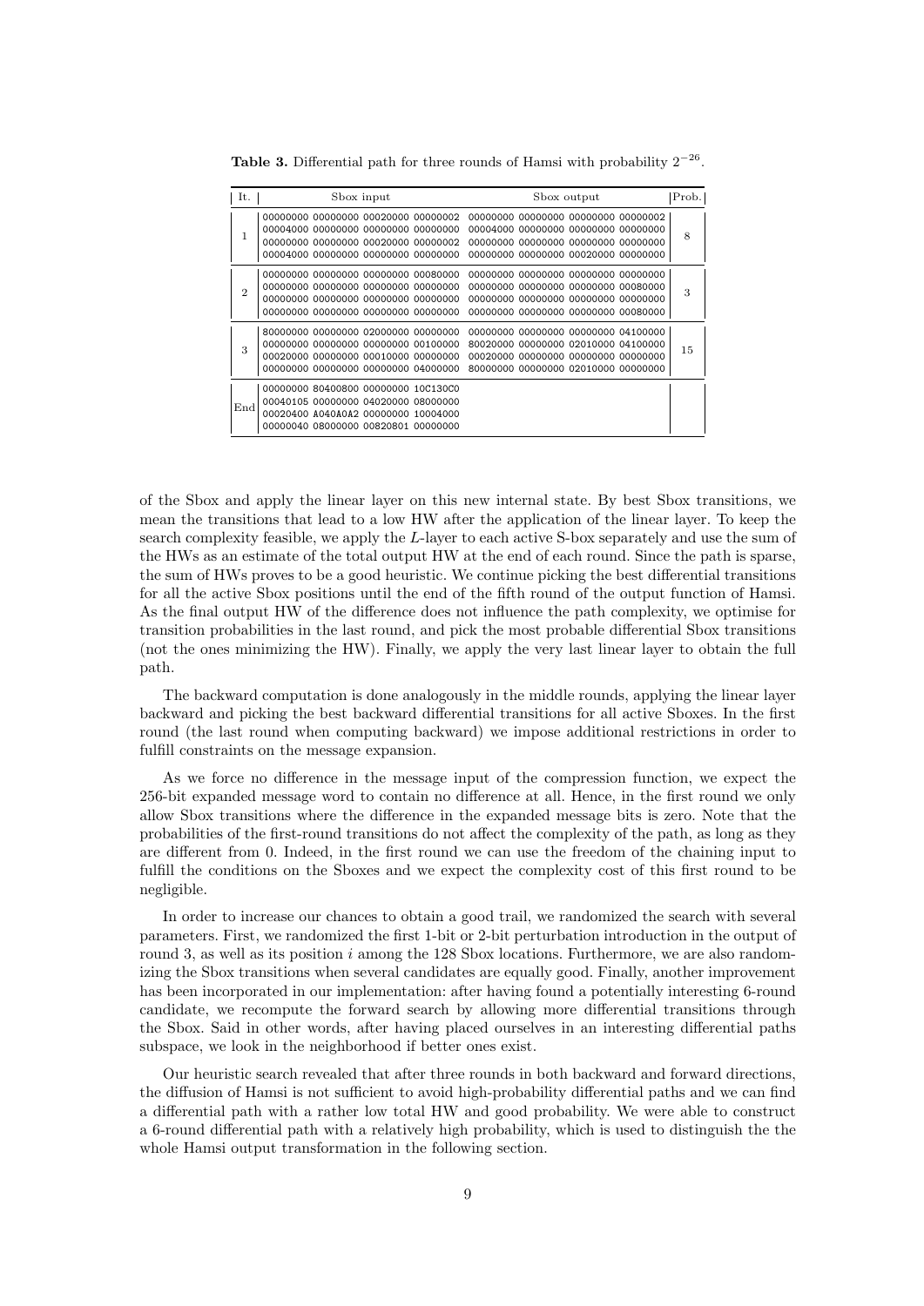**Table 3.** Differential path for three rounds of Hamsi with probability $2^{-26}$.

| It. | Sbox input | Sbox output | Prob. |
|---|---|---|---|
| 1 | 00000000 00000000 00020000 00000002<br>00004000 00000000 00000000 00000000<br>00000000 00000000 00020000 00000002<br>00004000 00000000 00000000 00000000 | 00000000 00000000 00000000 00000002<br>00004000 00000000 00000000 00000000<br>00000000 00000000 00000000 00000000<br>00000000 00000000 00020000 00000000 | 8 |
| 2 | 00000000 00000000 00000000 00080000<br>00000000 00000000 00000000 00000000<br>00000000 00000000 00000000 00000000<br>00000000 00000000 00000000 00000000 | 00000000 00000000 00000000 00000000<br>00000000 00000000 00000000 00080000<br>00000000 00000000 00000000 00000000<br>00000000 00000000 00000000 00080000 | 3 |
| 3 | 80000000 00000000 02000000 00000000<br>00000000 00000000 00000000 00100000<br>00020000 00000000 00010000 00000000<br>00000000 00000000 00000000 04000000 | 00000000 00000000 00000000 04100000<br>80020000 00000000 02010000 04100000<br>00020000 00000000 00000000 00000000<br>80000000 00000000 02010000 00000000 | 15 |
| End | 00000000 80400800 00000000 10C130C0<br>00040105 00000000 04020000 08000000<br>00020400 A040A0A2 00000000 10004000<br>00000040 08000000 00820801 00000000 | | |

of the Sbox and apply the linear layer on this new internal state. By best Sbox transitions, we mean the transitions that lead to a low HW after the application of the linear layer. To keep the search complexity feasible, we apply the $L$-layer to each active S-box separately and use the sum of the HWs as an estimate of the total output HW at the end of each round. Since the path is sparse, the sum of HWs proves to be a good heuristic. We continue picking the best differential transitions for all the active Sbox positions until the end of the fifth round of the output function of Hamsi. As the final output HW of the difference does not influence the path complexity, we optimise for transition probabilities in the last round, and pick the most probable differential Sbox transitions (not the ones minimizing the HW). Finally, we apply the very last linear layer to obtain the full path.

The backward computation is done analogously in the middle rounds, applying the linear layer backward and picking the best backward differential transitions for all active Sboxes. In the first round (the last round when computing backward) we impose additional restrictions in order to fulfill constraints on the message expansion.

As we force no difference in the message input of the compression function, we expect the 256-bit expanded message word to contain no difference at all. Hence, in the first round we only allow Sbox transitions where the difference in the expanded message bits is zero. Note that the probabilities of the first-round transitions do not affect the complexity of the path, as long as they are different from 0. Indeed, in the first round we can use the freedom of the chaining input to fulfill the conditions on the Sboxes and we expect the complexity cost of this first round to be negligible.

In order to increase our chances to obtain a good trail, we randomized the search with several parameters. First, we randomized the first 1-bit or 2-bit perturbation introduction in the output of round 3, as well as its position $i$ among the 128 Sbox locations. Furthermore, we are also randomizing the Sbox transitions when several candidates are equally good. Finally, another improvement has been incorporated in our implementation: after having found a potentially interesting 6-round candidate, we recompute the forward search by allowing more differential transitions through the Sbox. Said in other words, after having placed ourselves in an interesting differential paths subspace, we look in the neighborhood if better ones exist.

Our heuristic search revealed that after three rounds in both backward and forward directions, the diffusion of Hamsi is not sufficient to avoid high-probability differential paths and we can find a differential path with a rather low total HW and good probability. We were able to construct a 6-round differential path with a relatively high probability, which is used to distinguish the the whole Hamsi output transformation in the following section.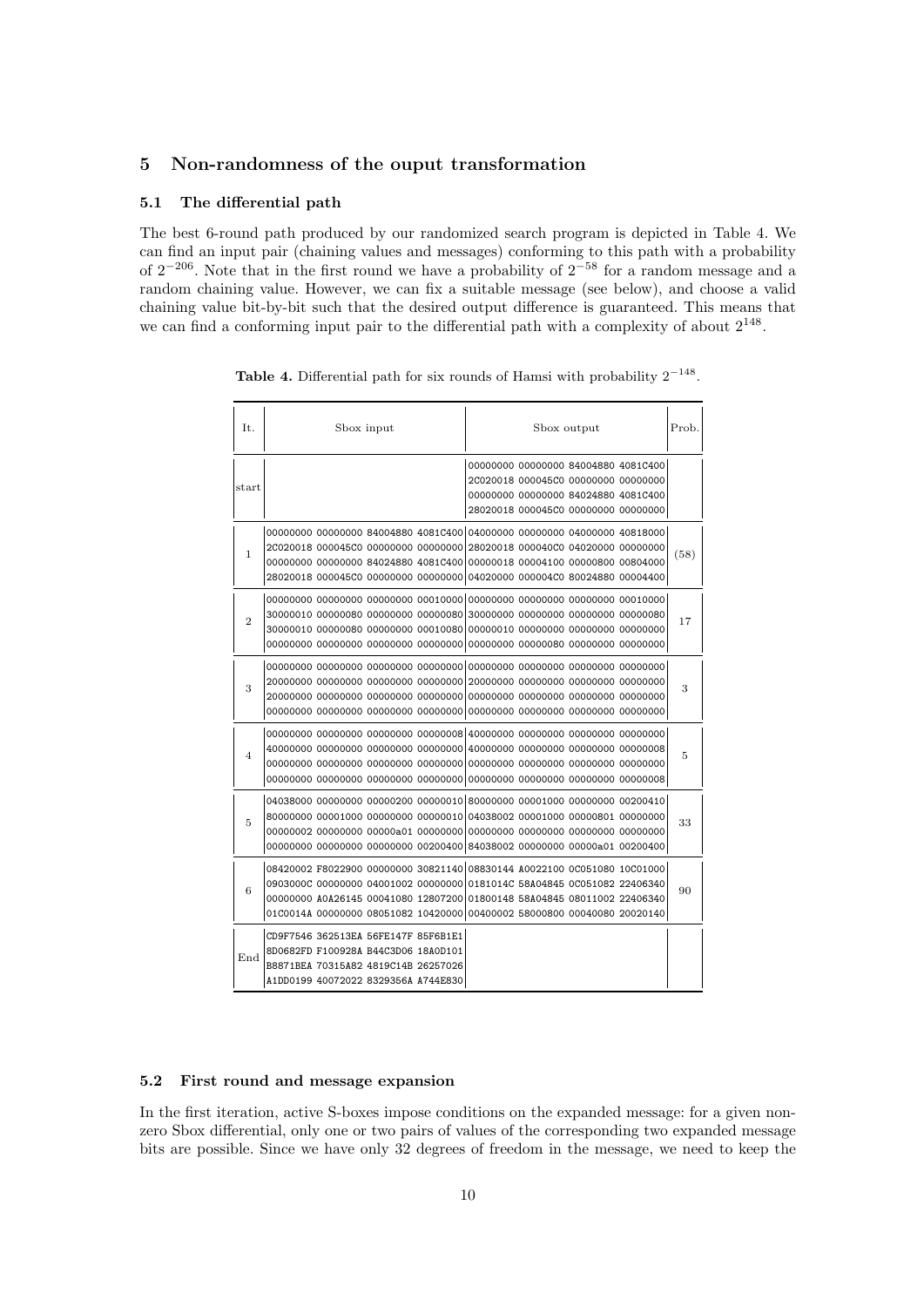## 5 Non-randomness of the ouput transformation

### 5.1 The differential path

The best 6-round path produced by our randomized search program is depicted in Table 4. We can find an input pair (chaining values and messages) conforming to this path with a probability of $2^{-206}$. Note that in the first round we have a probability of $2^{-58}$ for a random message and a random chaining value. However, we can fix a suitable message (see below), and choose a valid chaining value bit-by-bit such that the desired output difference is guaranteed. This means that we can find a conforming input pair to the differential path with a complexity of about $2^{148}$.

**Table 4.** Differential path for six rounds of Hamsi with probability $2^{-148}$.

| It. | Sbox input | Sbox output | Prob. |
|---|---|---|---|
| start | | 00000000 00000000 84004880 4081C400<br>2C020018 000045C0 00000000 00000000<br>00000000 00000000 84024880 4081C400<br>28020018 000045C0 00000000 00000000 | |
| 1 | 00000000 00000000 84004880 4081C400<br>2C020018 000045C0 00000000 00000000<br>00000000 00000000 84024880 4081C400<br>28020018 000045C0 00000000 00000000 | 04000000 00000000 04000000 40818000<br>28020018 000040C0 04020000 00000000<br>00000018 00004100 00000800 00804000<br>04020000 000004C0 80024880 00004400 | (58) |
| 2 | 00000000 00000000 00000000 00010000<br>30000010 00000080 00000000 00000080<br>30000010 00000080 00000000 00010080<br>00000000 00000000 00000000 00000000 | 00000000 00000000 00000000 00010000<br>30000000 00000000 00000000 00000080<br>00000010 00000000 00000000 00000000<br>00000000 00000080 00000000 00000000 | 17 |
| 3 | 00000000 00000000 00000000 00000000<br>20000000 00000000 00000000 00000000<br>20000000 00000000 00000000 00000000<br>00000000 00000000 00000000 00000000 | 00000000 00000000 00000000 00000000<br>20000000 00000000 00000000 00000000<br>00000000 00000000 00000000 00000000<br>00000000 00000000 00000000 00000000 | 3 |
| 4 | 00000000 00000000 00000000 00000008<br>40000000 00000000 00000000 00000000<br>00000000 00000000 00000000 00000000<br>00000000 00000000 00000000 00000000 | 40000000 00000000 00000000 00000000<br>40000000 00000000 00000000 00000008<br>00000000 00000000 00000000 00000000<br>00000000 00000000 00000000 00000008 | 5 |
| 5 | 04038000 00000000 00000200 00000010<br>80000000 00001000 00000000 00000010<br>00000002 00000000 00000a01 00000000<br>00000000 00000000 00000000 00200400 | 80000000 00001000 00000000 00200410<br>04038002 00001000 00000801 00000000<br>00000000 00000000 00000000 00000000<br>84038002 00000000 00000a01 00200400 | 33 |
| 6 | 08420002 F8022900 00000000 30821140<br>0903000C 00000000 04001002 00000000<br>00000000 A0A26145 00041080 12807200<br>01C0014A 00000000 08051082 10420000 | 08830144 A0022100 0C051080 10C01000<br>0181014C 58A04845 0C051082 22406340<br>01800148 58A04845 08011002 22406340<br>00400002 58000800 00040080 20020140 | 90 |
| End | CD9F7546 362513EA 56FE147F 85F6B1E1<br>8D0682FD F100928A B44C3D06 18A0D101<br>B8871BEA 70315A82 4819C14B 26257026<br>A1DD0199 40072022 8329356A A744E830 | | |

### 5.2 First round and message expansion

In the first iteration, active S-boxes impose conditions on the expanded message: for a given non-zero Sbox differential, only one or two pairs of values of the corresponding two expanded message bits are possible. Since we have only 32 degrees of freedom in the message, we need to keep the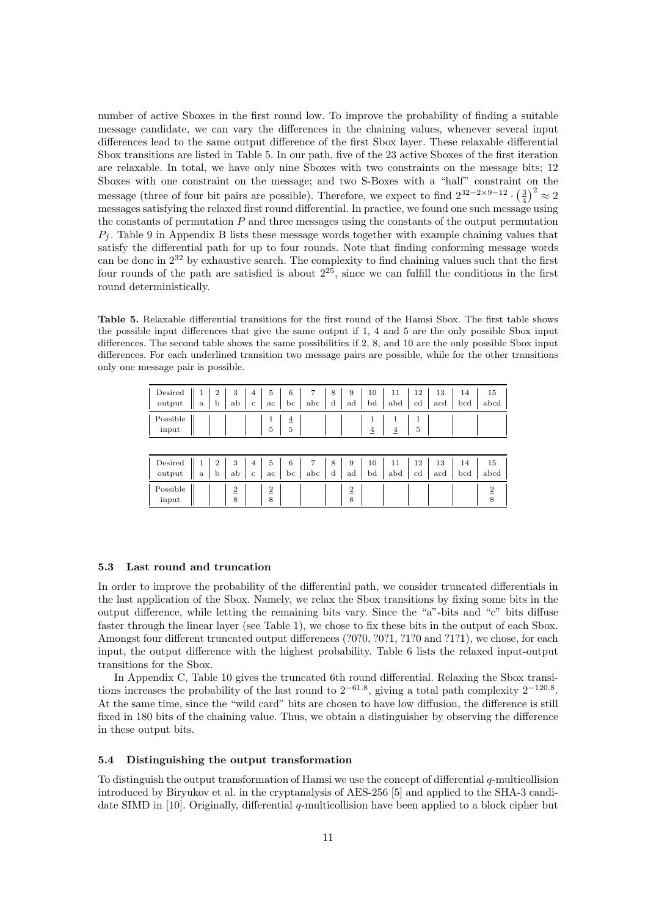number of active Sboxes in the first round low. To improve the probability of finding a suitable message candidate, we can vary the differences in the chaining values, whenever several input differences lead to the same output difference of the first Sbox layer. These relaxable differential Sbox transitions are listed in Table 5. In our path, five of the 23 active Sboxes of the first iteration are relaxable. In total, we have only nine Sboxes with two constraints on the message bits; 12 Sboxes with one constraint on the message; and two S-Boxes with a "half" constraint on the message (three of four bit pairs are possible). Therefore, we expect to find $2^{32-2\times 9-12} \cdot \left(\frac{3}{4}\right)^2 \approx 2$ messages satisfying the relaxed first round differential. In practice, we found one such message using the constants of permutation $P$ and three messages using the constants of the output permutation $P_f$. Table 9 in Appendix B lists these message words together with example chaining values that satisfy the differential path for up to four rounds. Note that finding conforming message words can be done in $2^{32}$ by exhaustive search. The complexity to find chaining values such that the first four rounds of the path are satisfied is about $2^{25}$, since we can fulfill the conditions in the first round deterministically.

**Table 5.** Relaxable differential transitions for the first round of the Hamsi Sbox. The first table shows the possible input differences that give the same output if 1, 4 and 5 are the only possible Sbox input differences. The second table shows the same possibilities if 2, 8, and 10 are the only possible Sbox input differences. For each underlined transition two message pairs are possible, while for the other transitions only one message pair is possible.

| Desired | 1 | 2 | 3 | 4 | 5 | 6 | 7 | 8 | 9 | 10 | 11 | 12 | 13 | 14 | 15 |
|---|---|---|---|---|---|---|---|---|---|---|---|---|---|---|---|
| output | a | b | ab | c | ac | bc | abc | d | ad | bd | abd | cd | acd | bcd | abcd |
| Possible | | | | | 1 | $\underline{4}$ | | | | 1 | 1 | 1 | | | |
| input | | | | | 5 | 5 | | | | $\underline{4}$ | $\underline{4}$ | 5 | | | |

| Desired | 1 | 2 | 3 | 4 | 5 | 6 | 7 | 8 | 9 | 10 | 11 | 12 | 13 | 14 | 15 |
|---|---|---|---|---|---|---|---|---|---|---|---|---|---|---|---|
| output | a | b | ab | c | ac | bc | abc | d | ad | bd | abd | cd | acd | bcd | abcd |
| Possible | | | $\underline{2}$ | | $\underline{2}$ | | | | $\underline{2}$ | | | | | | $\underline{2}$ |
| input | | | 8 | | 8 | | | | 8 | | | | | | 8 |

### 5.3 Last round and truncation

In order to improve the probability of the differential path, we consider truncated differentials in the last application of the Sbox. Namely, we relax the Sbox transitions by fixing some bits in the output difference, while letting the remaining bits vary. Since the "a"-bits and "c" bits diffuse faster through the linear layer (see Table 1), we chose to fix these bits in the output of each Sbox. Amongst four different truncated output differences (?0?0, ?0?1, ?1?0 and ?1?1), we chose, for each input, the output difference with the highest probability. Table 6 lists the relaxed input-output transitions for the Sbox.

In Appendix C, Table 10 gives the truncated 6th round differential. Relaxing the Sbox transitions increases the probability of the last round to $2^{-61.8}$, giving a total path complexity $2^{-120.8}$. At the same time, since the "wild card" bits are chosen to have low diffusion, the difference is still fixed in 180 bits of the chaining value. Thus, we obtain a distinguisher by observing the difference in these output bits.

### 5.4 Distinguishing the output transformation

To distinguish the output transformation of Hamsi we use the concept of differential $q$-multicollision introduced by Biryukov et al. in the cryptanalysis of AES-256 [5] and applied to the SHA-3 candidate SIMD in [10]. Originally, differential $q$-multicollision have been applied to a block cipher but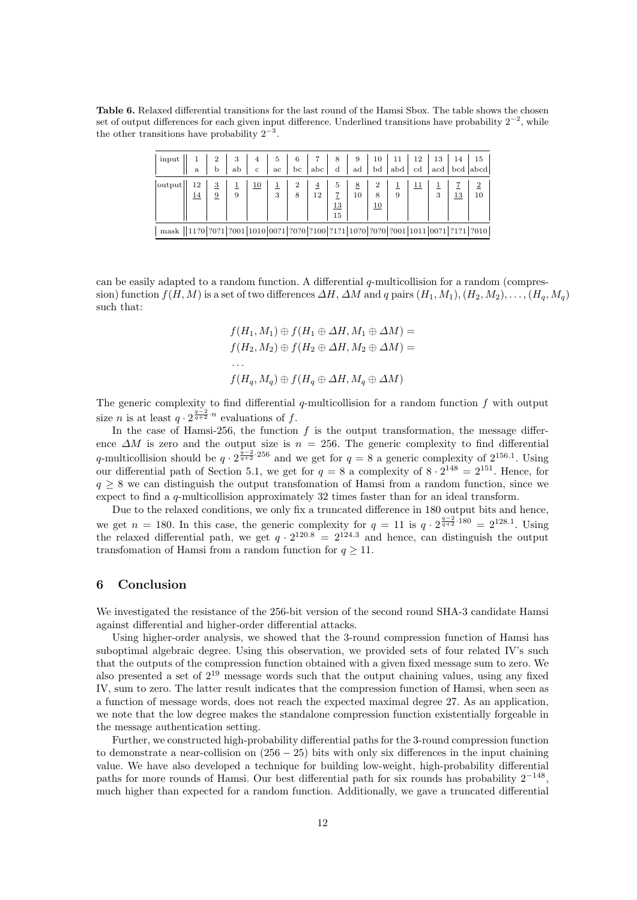**Table 6.** Relaxed differential transitions for the last round of the Hamsi Sbox. The table shows the chosen set of output differences for each given input difference. Underlined transitions have probability $2^{-2}$, while the other transitions have probability $2^{-3}$.

| input | 1 a | 2 b | 3 ab | 4 c | 5 ac | 6 bc | 7 abc | 8 d | 9 ad | 10 bd | 11 abd | 12 cd | 13 acd | 14 bcd | 15 abcd |
|---|---|---|---|---|---|---|---|---|---|---|---|---|---|---|---|
| output | 12 <u>14</u> | <u>3</u> <u>9</u> | <u>1</u> 9 | <u>10</u> | <u>1</u> 3 | 2 8 | <u>4</u> 12 | 5 <u>7</u> <u>13</u> 15 | <u>8</u> 10 | 2 8 <u>10</u> | <u>1</u> 9 | <u>11</u> | <u>1</u> 3 | <u>7</u> <u>13</u> | <u>2</u> 10 |
| mask | 11?0 | ?0?1 | ?001 | 1010 | 00?1 | ?0?0 | ?100 | ?1?1 | 10?0 | ?0?0 | ?001 | 1011 | 00?1 | ?1?1 | ?010 |

can be easily adapted to a random function. A differential $q$-multicollision for a random (compression) function $f(H, M)$ is a set of two differences $\Delta H$, $\Delta M$ and $q$ pairs $(H_1, M_1), (H_2, M_2), \dots, (H_q, M_q)$ such that:

$$
\begin{aligned}
&f(H_1, M_1) \oplus f(H_1 \oplus \Delta H, M_1 \oplus \Delta M) = \\
&f(H_2, M_2) \oplus f(H_2 \oplus \Delta H, M_2 \oplus \Delta M) = \\
&\dots \\
&f(H_q, M_q) \oplus f(H_q \oplus \Delta H, M_q \oplus \Delta M)
\end{aligned}
$$

The generic complexity to find differential $q$-multicollision for a random function $f$ with output size $n$ is at least $q \cdot 2^{\frac{q-2}{q+2} \cdot n}$ evaluations of $f$.

In the case of Hamsi-256, the function $f$ is the output transformation, the message difference $\Delta M$ is zero and the output size is $n = 256$. The generic complexity to find differential $q$-multicollision should be $q \cdot 2^{\frac{q-2}{q+2} \cdot 256}$ and we get for $q = 8$ a generic complexity of $2^{156.1}$. Using our differential path of Section 5.1, we get for $q = 8$ a complexity of $8 \cdot 2^{148} = 2^{151}$. Hence, for $q \geq 8$ we can distinguish the output transfomation of Hamsi from a random function, since we expect to find a $q$-multicollision approximately 32 times faster than for an ideal transform.

Due to the relaxed conditions, we only fix a truncated difference in 180 output bits and hence, we get $n = 180$. In this case, the generic complexity for $q = 11$ is $q \cdot 2^{\frac{q-2}{q+2} \cdot 180} = 2^{128.1}$. Using the relaxed differential path, we get $q \cdot 2^{120.8} = 2^{124.3}$ and hence, can distinguish the output transfomation of Hamsi from a random function for $q \geq 11$.

## 6 Conclusion

We investigated the resistance of the 256-bit version of the second round SHA-3 candidate Hamsi against differential and higher-order differential attacks.

Using higher-order analysis, we showed that the 3-round compression function of Hamsi has suboptimal algebraic degree. Using this observation, we provided sets of four related IV's such that the outputs of the compression function obtained with a given fixed message sum to zero. We also presented a set of $2^{19}$ message words such that the output chaining values, using any fixed IV, sum to zero. The latter result indicates that the compression function of Hamsi, when seen as a function of message words, does not reach the expected maximal degree 27. As an application, we note that the low degree makes the standalone compression function existentially forgeable in the message authentication setting.

Further, we constructed high-probability differential paths for the 3-round compression function to demonstrate a near-collision on $(256 - 25)$ bits with only six differences in the input chaining value. We have also developed a technique for building low-weight, high-probability differential paths for more rounds of Hamsi. Our best differential path for six rounds has probability $2^{-148}$, much higher than expected for a random function. Additionally, we gave a truncated differential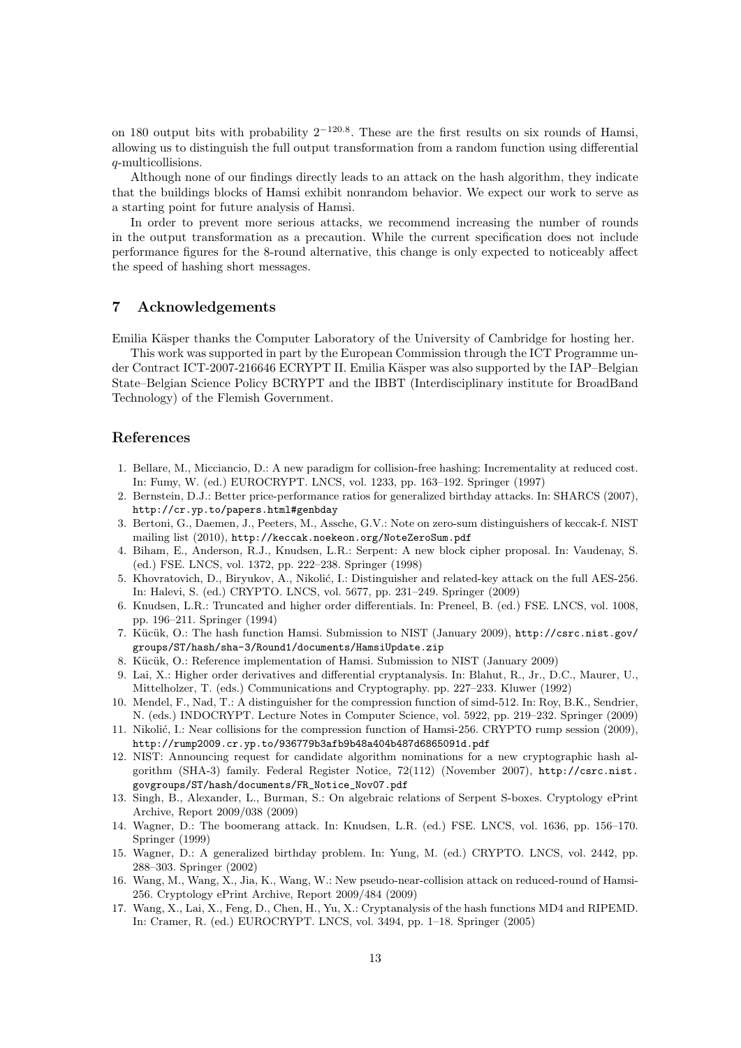on 180 output bits with probability $2^{-120.8}$. These are the first results on six rounds of Hamsi, allowing us to distinguish the full output transformation from a random function using differential $q$-multicollisions.

Although none of our findings directly leads to an attack on the hash algorithm, they indicate that the buildings blocks of Hamsi exhibit nonrandom behavior. We expect our work to serve as a starting point for future analysis of Hamsi.

In order to prevent more serious attacks, we recommend increasing the number of rounds in the output transformation as a precaution. While the current specification does not include performance figures for the 8-round alternative, this change is only expected to noticeably affect the speed of hashing short messages.

## 7 Acknowledgements

Emilia Käsper thanks the Computer Laboratory of the University of Cambridge for hosting her.

This work was supported in part by the European Commission through the ICT Programme under Contract ICT-2007-216646 ECRYPT II. Emilia Käsper was also supported by the IAP–Belgian State–Belgian Science Policy BCRYPT and the IBBT (Interdisciplinary institute for BroadBand Technology) of the Flemish Government.

## References

1. Bellare, M., Micciancio, D.: A new paradigm for collision-free hashing: Incrementality at reduced cost. In: Fumy, W. (ed.) EUROCRYPT. LNCS, vol. 1233, pp. 163–192. Springer (1997)
2. Bernstein, D.J.: Better price-performance ratios for generalized birthday attacks. In: SHARCS (2007), `http://cr.yp.to/papers.html#genbday`
3. Bertoni, G., Daemen, J., Peeters, M., Assche, G.V.: Note on zero-sum distinguishers of keccak-f. NIST mailing list (2010), `http://keccak.noekeon.org/NoteZeroSum.pdf`
4. Biham, E., Anderson, R.J., Knudsen, L.R.: Serpent: A new block cipher proposal. In: Vaudenay, S. (ed.) FSE. LNCS, vol. 1372, pp. 222–238. Springer (1998)
5. Khovratovich, D., Biryukov, A., Nikolić, I.: Distinguisher and related-key attack on the full AES-256. In: Halevi, S. (ed.) CRYPTO. LNCS, vol. 5677, pp. 231–249. Springer (2009)
6. Knudsen, L.R.: Truncated and higher order differentials. In: Preneel, B. (ed.) FSE. LNCS, vol. 1008, pp. 196–211. Springer (1994)
7. Kücük, O.: The hash function Hamsi. Submission to NIST (January 2009), `http://csrc.nist.gov/groups/ST/hash/sha-3/Round1/documents/HamsiUpdate.zip`
8. Kücük, O.: Reference implementation of Hamsi. Submission to NIST (January 2009)
9. Lai, X.: Higher order derivatives and differential cryptanalysis. In: Blahut, R., Jr., D.C., Maurer, U., Mittelholzer, T. (eds.) Communications and Cryptography. pp. 227–233. Kluwer (1992)
10. Mendel, F., Nad, T.: A distinguisher for the compression function of simd-512. In: Roy, B.K., Sendrier, N. (eds.) INDOCRYPT. Lecture Notes in Computer Science, vol. 5922, pp. 219–232. Springer (2009)
11. Nikolić, I.: Near collisions for the compression function of Hamsi-256. CRYPTO rump session (2009), `http://rump2009.cr.yp.to/936779b3afb9b48a404b487d6865091d.pdf`
12. NIST: Announcing request for candidate algorithm nominations for a new cryptographic hash algorithm (SHA-3) family. Federal Register Notice, 72(112) (November 2007), `http://csrc.nist.govgroups/ST/hash/documents/FR_Notice_Nov07.pdf`
13. Singh, B., Alexander, L., Burman, S.: On algebraic relations of Serpent S-boxes. Cryptology ePrint Archive, Report 2009/038 (2009)
14. Wagner, D.: The boomerang attack. In: Knudsen, L.R. (ed.) FSE. LNCS, vol. 1636, pp. 156–170. Springer (1999)
15. Wagner, D.: A generalized birthday problem. In: Yung, M. (ed.) CRYPTO. LNCS, vol. 2442, pp. 288–303. Springer (2002)
16. Wang, M., Wang, X., Jia, K., Wang, W.: New pseudo-near-collision attack on reduced-round of Hamsi-256. Cryptology ePrint Archive, Report 2009/484 (2009)
17. Wang, X., Lai, X., Feng, D., Chen, H., Yu, X.: Cryptanalysis of the hash functions MD4 and RIPEMD. In: Cramer, R. (ed.) EUROCRYPT. LNCS, vol. 3494, pp. 1–18. Springer (2005)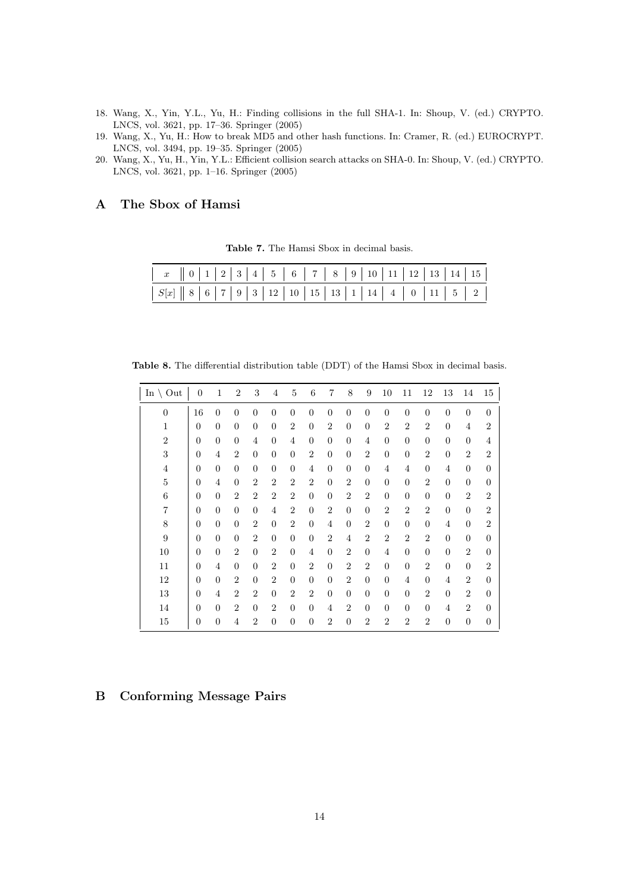18. Wang, X., Yin, Y.L., Yu, H.: Finding collisions in the full SHA-1. In: Shoup, V. (ed.) CRYPTO. LNCS, vol. 3621, pp. 17–36. Springer (2005)
19. Wang, X., Yu, H.: How to break MD5 and other hash functions. In: Cramer, R. (ed.) EUROCRYPT. LNCS, vol. 3494, pp. 19–35. Springer (2005)
20. Wang, X., Yu, H., Yin, Y.L.: Efficient collision search attacks on SHA-0. In: Shoup, V. (ed.) CRYPTO. LNCS, vol. 3621, pp. 1–16. Springer (2005)

# A The Sbox of Hamsi

**Table 7.** The Hamsi Sbox in decimal basis.

| $x$ | 0 | 1 | 2 | 3 | 4 | 5 | 6 | 7 | 8 | 9 | 10 | 11 | 12 | 13 | 14 | 15 |
|---|---|---|---|---|---|---|---|---|---|---|---|---|---|---|---|---|
| $S[x]$ | 8 | 6 | 7 | 9 | 3 | 12 | 10 | 15 | 13 | 1 | 14 | 4 | 0 | 11 | 5 | 2 |

**Table 8.** The differential distribution table (DDT) of the Hamsi Sbox in decimal basis.

| In \ Out | 0 | 1 | 2 | 3 | 4 | 5 | 6 | 7 | 8 | 9 | 10 | 11 | 12 | 13 | 14 | 15 |
|---|---|---|---|---|---|---|---|---|---|---|---|---|---|---|---|---|
| 0 | 16 | 0 | 0 | 0 | 0 | 0 | 0 | 0 | 0 | 0 | 0 | 0 | 0 | 0 | 0 | 0 |
| 1 | 0 | 0 | 0 | 0 | 0 | 2 | 0 | 2 | 0 | 0 | 2 | 2 | 2 | 0 | 4 | 2 |
| 2 | 0 | 0 | 0 | 4 | 0 | 4 | 0 | 0 | 0 | 4 | 0 | 0 | 0 | 0 | 0 | 4 |
| 3 | 0 | 4 | 2 | 0 | 0 | 0 | 2 | 0 | 0 | 2 | 0 | 0 | 2 | 0 | 2 | 2 |
| 4 | 0 | 0 | 0 | 0 | 0 | 0 | 4 | 0 | 0 | 0 | 4 | 4 | 0 | 4 | 0 | 0 |
| 5 | 0 | 4 | 0 | 2 | 2 | 2 | 2 | 0 | 2 | 0 | 0 | 0 | 2 | 0 | 0 | 0 |
| 6 | 0 | 0 | 2 | 2 | 2 | 2 | 0 | 0 | 2 | 2 | 0 | 0 | 0 | 0 | 2 | 2 |
| 7 | 0 | 0 | 0 | 0 | 4 | 2 | 0 | 2 | 0 | 0 | 2 | 2 | 2 | 0 | 0 | 2 |
| 8 | 0 | 0 | 0 | 2 | 0 | 2 | 0 | 4 | 0 | 2 | 0 | 0 | 0 | 4 | 0 | 2 |
| 9 | 0 | 0 | 0 | 2 | 0 | 0 | 0 | 2 | 4 | 2 | 2 | 2 | 2 | 0 | 0 | 0 |
| 10 | 0 | 0 | 2 | 0 | 2 | 0 | 4 | 0 | 2 | 0 | 4 | 0 | 0 | 0 | 2 | 0 |
| 11 | 0 | 4 | 0 | 0 | 2 | 0 | 2 | 0 | 2 | 2 | 0 | 0 | 2 | 0 | 0 | 2 |
| 12 | 0 | 0 | 2 | 0 | 2 | 0 | 0 | 0 | 2 | 0 | 0 | 4 | 0 | 4 | 2 | 0 |
| 13 | 0 | 4 | 2 | 2 | 0 | 2 | 2 | 0 | 0 | 0 | 0 | 0 | 2 | 0 | 2 | 0 |
| 14 | 0 | 0 | 2 | 0 | 2 | 0 | 0 | 4 | 2 | 0 | 0 | 0 | 0 | 4 | 2 | 0 |
| 15 | 0 | 0 | 4 | 2 | 0 | 0 | 0 | 2 | 0 | 2 | 2 | 2 | 2 | 0 | 0 | 0 |

# B Conforming Message Pairs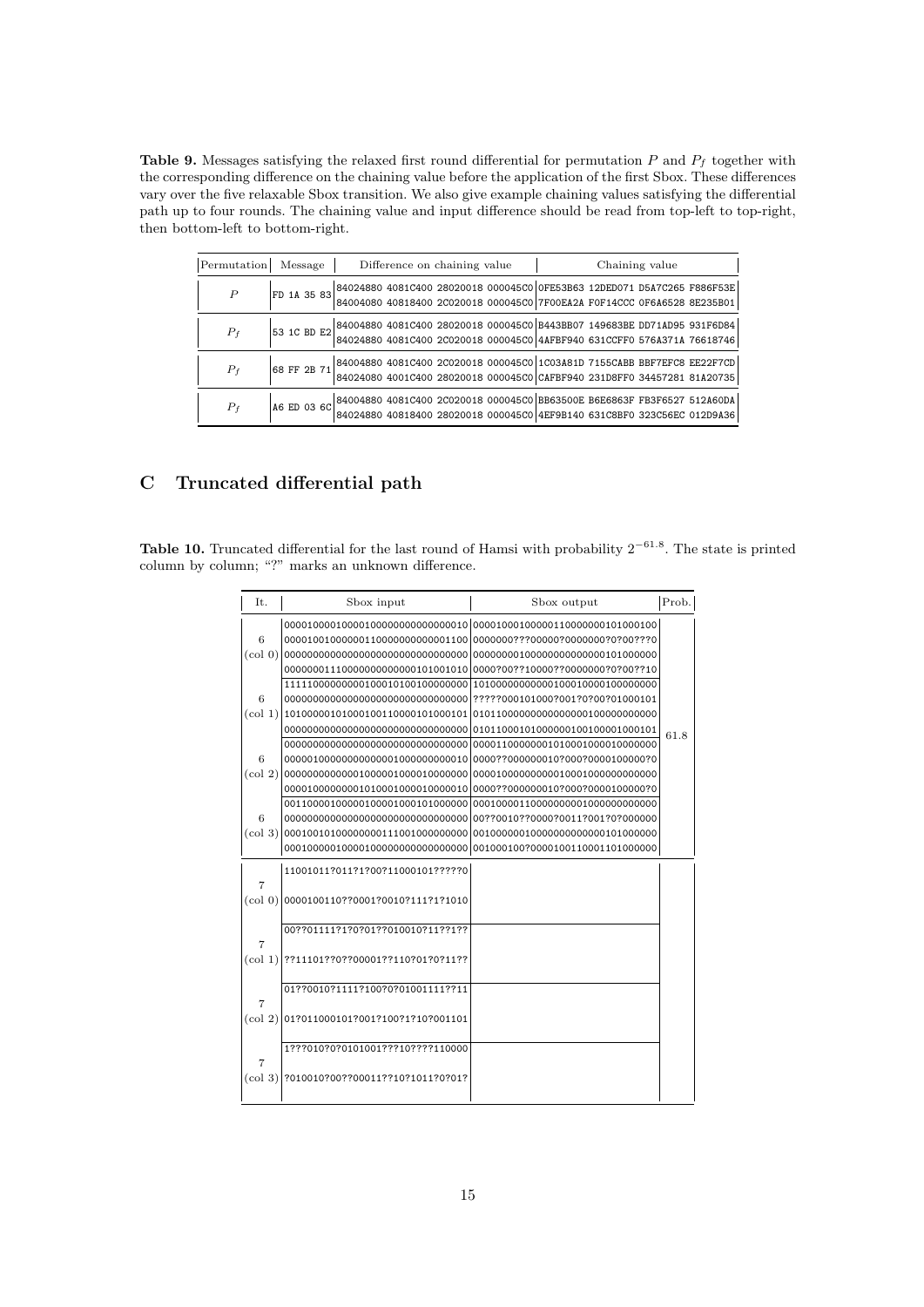**Table 9.** Messages satisfying the relaxed first round differential for permutation $P$ and $P_f$ together with the corresponding difference on the chaining value before the application of the first Sbox. These differences vary over the five relaxable Sbox transition. We also give example chaining values satisfying the differential path up to four rounds. The chaining value and input difference should be read from top-left to top-right, then bottom-left to bottom-right.

| Permutation | Message | Difference on chaining value | Chaining value |
|---|---|---|---|
| $P$ | FD 1A 35 83 | 84024880 4081C400 28020018 000045C0<br>84004080 40818400 2C020018 000045C0 | 0FE53B63 12DED071 D5A7C265 F886F53E<br>7F00EA2A F0F14CCC 0F6A6528 8E235B01 |
| $P_f$ | 53 1C BD E2 | 84004880 4081C400 28020018 000045C0<br>84024880 4081C400 2C020018 000045C0 | B443BB07 149683BE DD71AD95 931F6D84<br>4AFBF940 631CCFF0 576A371A 76618746 |
| $P_f$ | 68 FF 2B 71 | 84004880 4081C400 2C020018 000045C0<br>84024080 4001C400 28020018 000045C0 | 1C03A81D 7155CABB BBF7EFC8 EE22F7CD<br>CAFBF940 231D8FF0 34457281 81A20735 |
| $P_f$ | A6 ED 03 6C | 84004880 4081C400 2C020018 000045C0<br>84024880 40818400 28020018 000045C0 | BB63500E B6E6863F FB3F6527 512A60DA<br>4EF9B140 631C8BF0 323C56EC 012D9A36 |

## C Truncated differential path

**Table 10.** Truncated differential for the last round of Hamsi with probability $2^{-61.8}$. The state is printed column by column; "?" marks an unknown difference.

| It. | Sbox input | Sbox output | Prob. |
|---|---|---|---|
| 6 (col 0) | 00001000010000100000000000000010<br>00001001000000110000000000001100<br>00000000000000000000000000000000<br>00000000111000000000000101001010 | 00001000100000110000000101000100<br>0000000???00000?0000000?0?00???0<br>00000000100000000000000101000000<br>0000?00??10000??0000000?0?00??10 | 61.8 |
| 6 (col 1) | 11111000000000100010100100000000<br>00000000000000000000000000000000<br>10100000101000100110000101000101<br>00000000000000000000000000000000 | 10100000000000100010000100000000<br>?????000101000?001?0?00?01000101<br>01011000000000000000100000000000<br>01011000101000000100100001000101 | |
| 6 (col 2) | 00000000000000000000000000000000<br>00000100000000000001000000000010<br>00000000000001000001000010000000<br>00001000000001010001000010000010 | 00001100000001010001000010000000<br>0000??000000010?000?000010000?0<br>00001000000000010001000000000000<br>0000??000000010?000?000010000?0 | |
| 6 (col 3) | 00110000100001000010001010000000<br>00000000000000000000000000000000<br>00010010100000000111001000000000<br>00010000010000100000000000000000 | 00010000110000000001000000000000<br>00??0010??0000?0011?001?0?000000<br>00100000010000000000000101000000<br>001000100?00001001100011010000000 | |
| 7 (col 0) | 11001011?011?1?00?11000101?????0<br>0000100110??0001?0010?111?1?1010 | | |
| 7 (col 1) | 00??01111?1?0?01??010010?11??1??<br>??11101??0??00001??110?01?0?11?? | | |
| 7 (col 2) | 01??0010?1111?100?0?01001111??11<br>01?011000101?001?100?1?10?001101 | | |
| 7 (col 3) | 1???010?0?0101001???10????110000<br>?010010?00??00011??10?1011?0?01? | | |